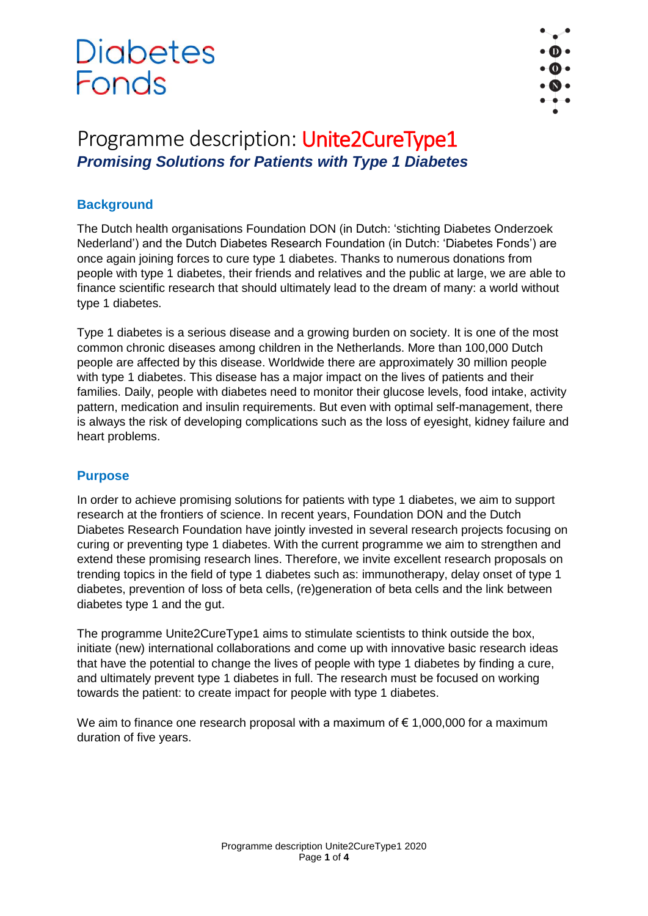Diabetes Fonds

# Programme description: Unite2CureType1

***Promising Solutions for Patients with Type 1 Diabetes***

## Background

The Dutch health organisations Foundation DON (in Dutch: 'stichting Diabetes Onderzoek Nederland') and the Dutch Diabetes Research Foundation (in Dutch: 'Diabetes Fonds') are once again joining forces to cure type 1 diabetes. Thanks to numerous donations from people with type 1 diabetes, their friends and relatives and the public at large, we are able to finance scientific research that should ultimately lead to the dream of many: a world without type 1 diabetes.

Type 1 diabetes is a serious disease and a growing burden on society. It is one of the most common chronic diseases among children in the Netherlands. More than 100,000 Dutch people are affected by this disease. Worldwide there are approximately 30 million people with type 1 diabetes. This disease has a major impact on the lives of patients and their families. Daily, people with diabetes need to monitor their glucose levels, food intake, activity pattern, medication and insulin requirements. But even with optimal self-management, there is always the risk of developing complications such as the loss of eyesight, kidney failure and heart problems.

## Purpose

In order to achieve promising solutions for patients with type 1 diabetes, we aim to support research at the frontiers of science. In recent years, Foundation DON and the Dutch Diabetes Research Foundation have jointly invested in several research projects focusing on curing or preventing type 1 diabetes. With the current programme we aim to strengthen and extend these promising research lines. Therefore, we invite excellent research proposals on trending topics in the field of type 1 diabetes such as: immunotherapy, delay onset of type 1 diabetes, prevention of loss of beta cells, (re)generation of beta cells and the link between diabetes type 1 and the gut.

The programme Unite2CureType1 aims to stimulate scientists to think outside the box, initiate (new) international collaborations and come up with innovative basic research ideas that have the potential to change the lives of people with type 1 diabetes by finding a cure, and ultimately prevent type 1 diabetes in full. The research must be focused on working towards the patient: to create impact for people with type 1 diabetes.

We aim to finance one research proposal with a maximum of € 1,000,000 for a maximum duration of five years.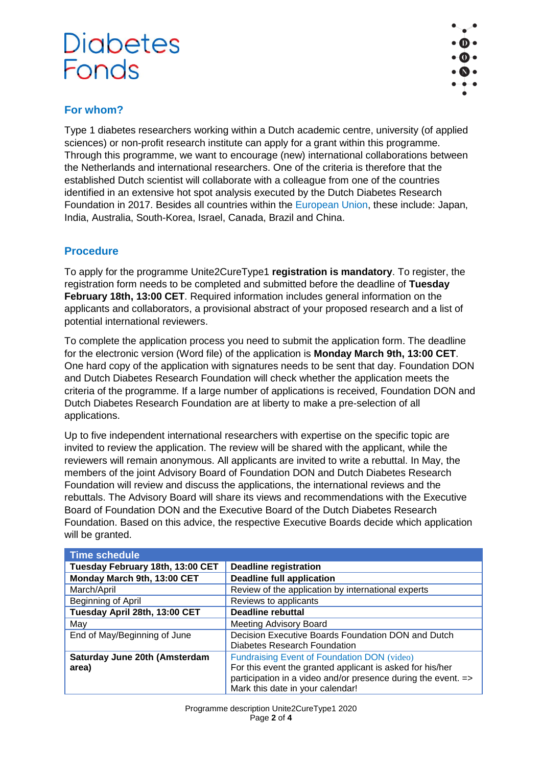## For whom?

Type 1 diabetes researchers working within a Dutch academic centre, university (of applied sciences) or non-profit research institute can apply for a grant within this programme. Through this programme, we want to encourage (new) international collaborations between the Netherlands and international researchers. One of the criteria is therefore that the established Dutch scientist will collaborate with a colleague from one of the countries identified in an extensive hot spot analysis executed by the Dutch Diabetes Research Foundation in 2017. Besides all countries within the European Union, these include: Japan, India, Australia, South-Korea, Israel, Canada, Brazil and China.

## Procedure

To apply for the programme Unite2CureType1 **registration is mandatory**. To register, the registration form needs to be completed and submitted before the deadline of **Tuesday February 18th, 13:00 CET**. Required information includes general information on the applicants and collaborators, a provisional abstract of your proposed research and a list of potential international reviewers.

To complete the application process you need to submit the application form. The deadline for the electronic version (Word file) of the application is **Monday March 9th, 13:00 CET**. One hard copy of the application with signatures needs to be sent that day. Foundation DON and Dutch Diabetes Research Foundation will check whether the application meets the criteria of the programme. If a large number of applications is received, Foundation DON and Dutch Diabetes Research Foundation are at liberty to make a pre-selection of all applications.

Up to five independent international researchers with expertise on the specific topic are invited to review the application. The review will be shared with the applicant, while the reviewers will remain anonymous. All applicants are invited to write a rebuttal. In May, the members of the joint Advisory Board of Foundation DON and Dutch Diabetes Research Foundation will review and discuss the applications, the international reviews and the rebuttals. The Advisory Board will share its views and recommendations with the Executive Board of Foundation DON and the Executive Board of the Dutch Diabetes Research Foundation. Based on this advice, the respective Executive Boards decide which application will be granted.

| Time schedule | |
|---|---|
| **Tuesday February 18th, 13:00 CET** | **Deadline registration** |
| **Monday March 9th, 13:00 CET** | **Deadline full application** |
| March/April | Review of the application by international experts |
| Beginning of April | Reviews to applicants |
| **Tuesday April 28th, 13:00 CET** | **Deadline rebuttal** |
| May | Meeting Advisory Board |
| End of May/Beginning of June | Decision Executive Boards Foundation DON and Dutch Diabetes Research Foundation |
| **Saturday June 20th (Amsterdam area)** | Fundraising Event of Foundation DON (video) For this event the granted applicant is asked for his/her participation in a video and/or presence during the event. => Mark this date in your calendar! |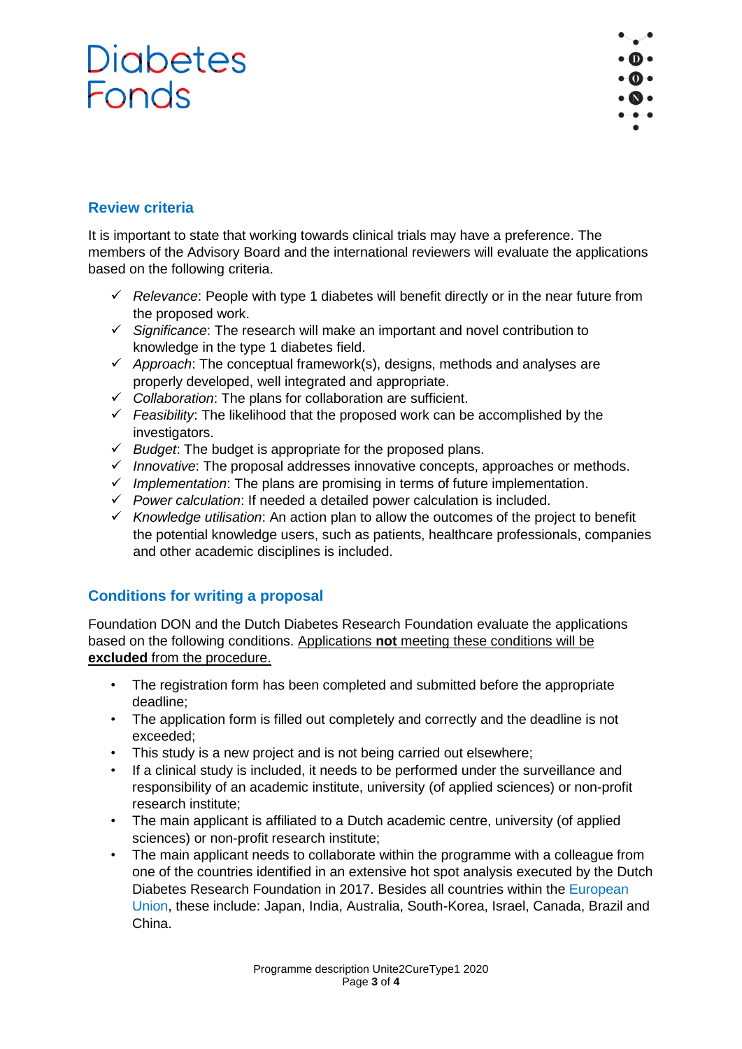## Review criteria

It is important to state that working towards clinical trials may have a preference. The members of the Advisory Board and the international reviewers will evaluate the applications based on the following criteria.

- ✓ *Relevance*: People with type 1 diabetes will benefit directly or in the near future from the proposed work.
- ✓ *Significance*: The research will make an important and novel contribution to knowledge in the type 1 diabetes field.
- ✓ *Approach*: The conceptual framework(s), designs, methods and analyses are properly developed, well integrated and appropriate.
- ✓ *Collaboration*: The plans for collaboration are sufficient.
- ✓ *Feasibility*: The likelihood that the proposed work can be accomplished by the investigators.
- ✓ *Budget*: The budget is appropriate for the proposed plans.
- ✓ *Innovative*: The proposal addresses innovative concepts, approaches or methods.
- ✓ *Implementation*: The plans are promising in terms of future implementation.
- ✓ *Power calculation*: If needed a detailed power calculation is included.
- ✓ *Knowledge utilisation*: An action plan to allow the outcomes of the project to benefit the potential knowledge users, such as patients, healthcare professionals, companies and other academic disciplines is included.

## Conditions for writing a proposal

Foundation DON and the Dutch Diabetes Research Foundation evaluate the applications based on the following conditions. Applications **not** meeting these conditions will be **excluded** from the procedure.

- The registration form has been completed and submitted before the appropriate deadline;
- The application form is filled out completely and correctly and the deadline is not exceeded;
- This study is a new project and is not being carried out elsewhere;
- If a clinical study is included, it needs to be performed under the surveillance and responsibility of an academic institute, university (of applied sciences) or non-profit research institute;
- The main applicant is affiliated to a Dutch academic centre, university (of applied sciences) or non-profit research institute;
- The main applicant needs to collaborate within the programme with a colleague from one of the countries identified in an extensive hot spot analysis executed by the Dutch Diabetes Research Foundation in 2017. Besides all countries within the European Union, these include: Japan, India, Australia, South-Korea, Israel, Canada, Brazil and China.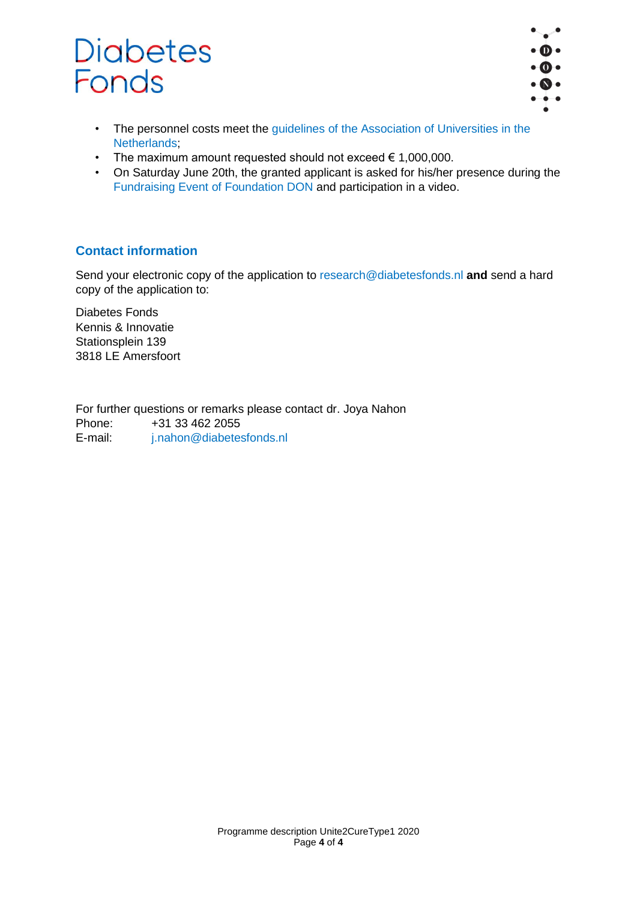- The personnel costs meet the guidelines of the Association of Universities in the Netherlands;
- The maximum amount requested should not exceed € 1,000,000.
- On Saturday June 20th, the granted applicant is asked for his/her presence during the Fundraising Event of Foundation DON and participation in a video.

## Contact information

Send your electronic copy of the application to research@diabetesfonds.nl **and** send a hard copy of the application to:

Diabetes Fonds
Kennis & Innovatie
Stationsplein 139
3818 LE Amersfoort

For further questions or remarks please contact dr. Joya Nahon
Phone: +31 33 462 2055
E-mail: j.nahon@diabetesfonds.nl